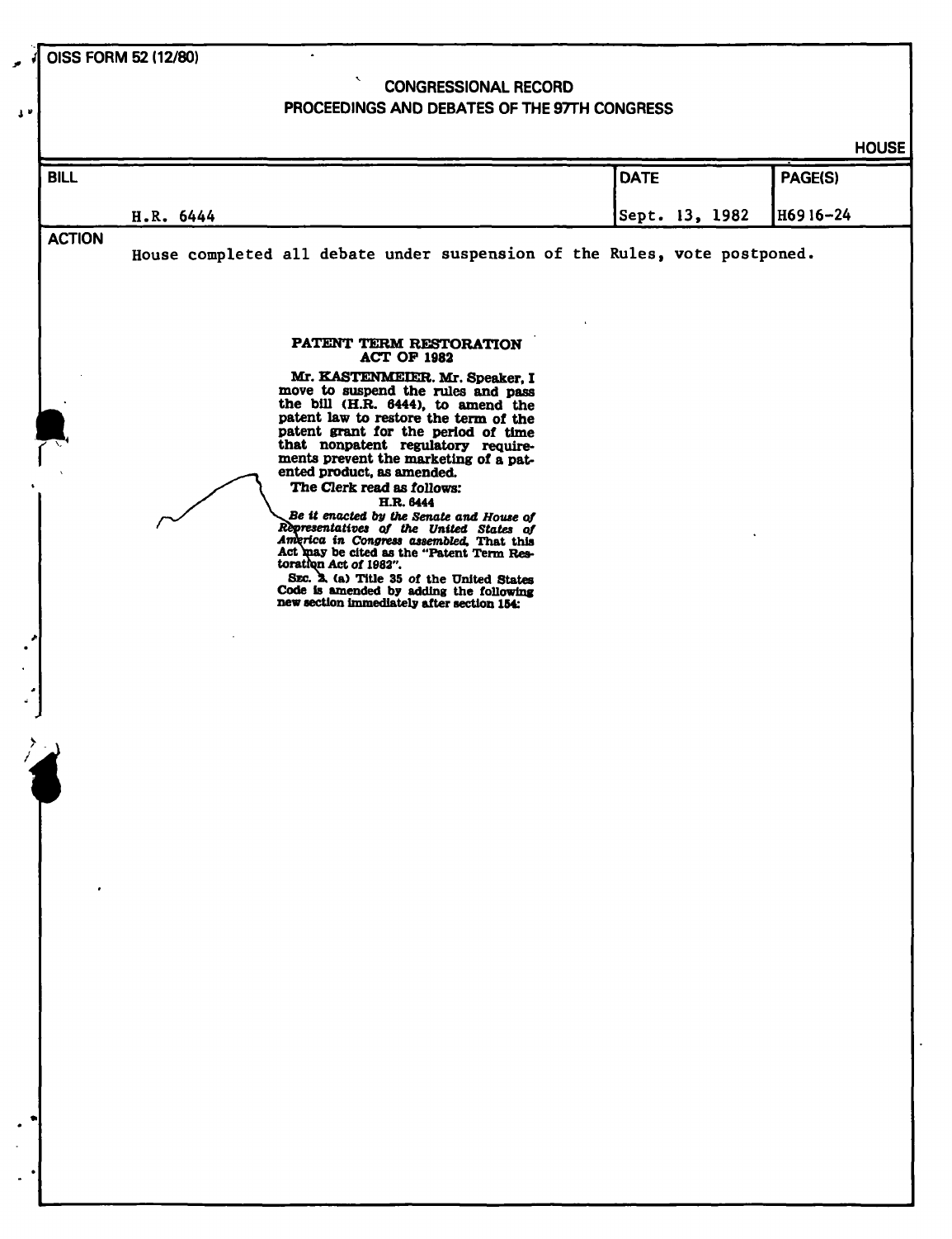OISS FORM 52 (12/80)

CONGRESSIONAL RECORD

PROCEEDINGS AND DEBATES OF THE 97TH CONGRESS

HOUSE

| BILL | DATE | PAGE(S) |
| --- | --- | --- |
| H.R. 6444 | Sept. 13, 1982 | H6916-24 |

**ACTION**

House completed all debate under suspension of the Rules, vote postponed.

## PATENT TERM RESTORATION ACT OF 1982

Mr. KASTENMEIER. Mr. Speaker, I move to suspend the rules and pass the bill (H.R. 6444), to amend the patent law to restore the term of the patent grant for the period of time that nonpatent regulatory requirements prevent the marketing of a patented product, as amended.

The Clerk read as follows:

H.R. 6444

*Be it enacted by the Senate and House of Representatives of the United States of America in Congress assembled,* That this Act may be cited as the "Patent Term Restoration Act of 1982".

SEC. 2. (a) Title 35 of the United States Code is amended by adding the following new section immediately after section 154: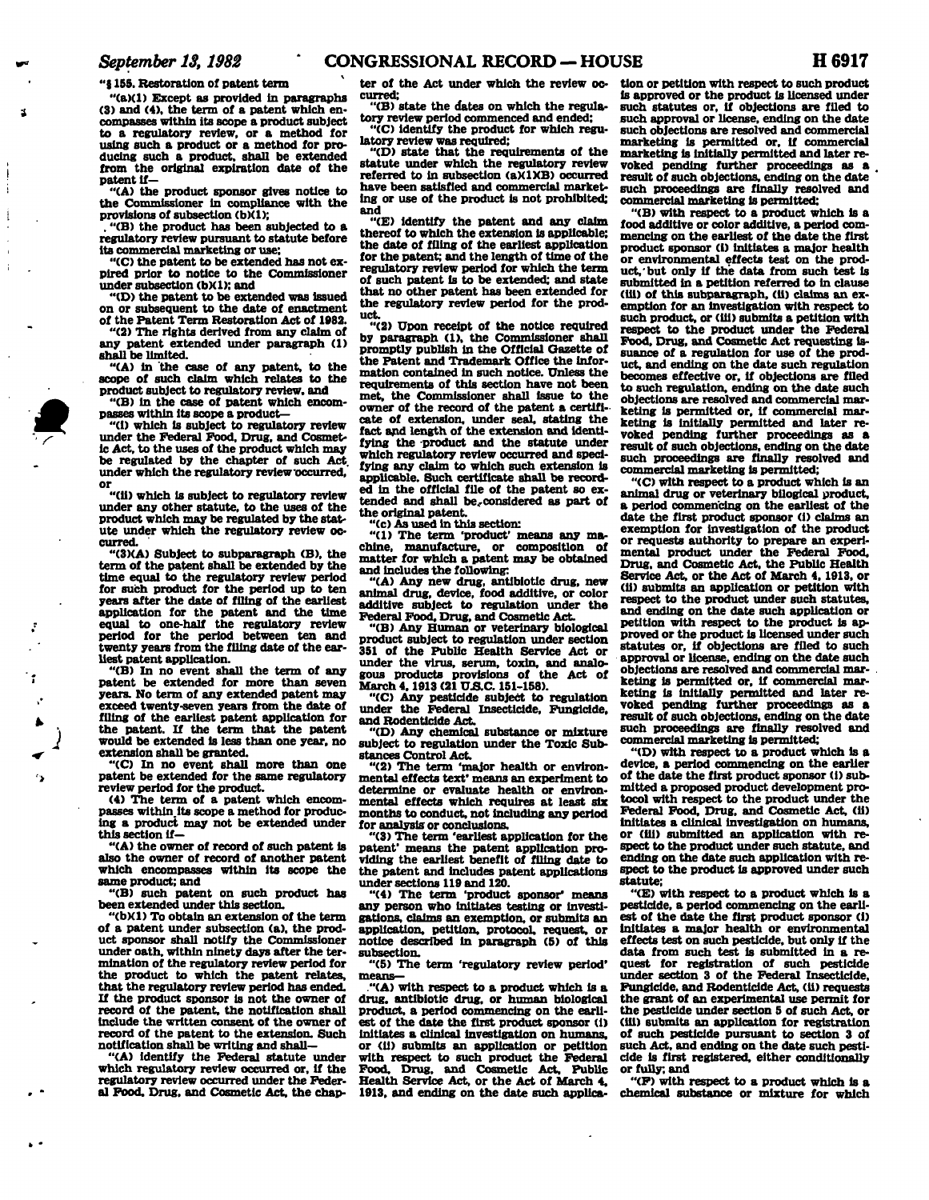"§ 155. Restoration of patent term

"(a)(1) Except as provided in paragraphs (3) and (4), the term of a patent which encompasses within its scope a product subject to a regulatory review, or a method for using such a product or a method for producing such a product, shall be extended from the original expiration date of the patent if—

"(A) the product sponsor gives notice to the Commissioner in compliance with the provisions of subsection (b)(1);

"(B) the product has been subjected to a regulatory review pursuant to statute before its commercial marketing or use;

"(C) the patent to be extended has not expired prior to notice to the Commissioner under subsection (b)(1); and

"(D) the patent to be extended was issued on or subsequent to the date of enactment of the Patent Term Restoration Act of 1982.

"(2) The rights derived from any claim of any patent extended under paragraph (1) shall be limited.

"(A) in the case of any patent, to the scope of such claim which relates to the product subject to regulatory review, and

"(B) in the case of patent which encompasses within its scope a product—

"(i) which is subject to regulatory review under the Federal Food, Drug, and Cosmetic Act, to the uses of the product which may be regulated by the chapter of such Act under which the regulatory review occurred, or

"(ii) which is subject to regulatory review under any other statute, to the uses of the product which may be regulated by the statute under which the regulatory review occurred.

"(3)(A) Subject to subparagraph (B), the term of the patent shall be extended by the time equal to the regulatory review period for such product for the period up to ten years after the date of filing of the earliest application for the patent and the time equal to one-half the regulatory review period for the period between ten and twenty years from the filing date of the earliest patent application.

"(B) In no event shall the term of any patent be extended for more than seven years. No term of any extended patent may exceed twenty-seven years from the date of filing of the earliest patent application for the patent. If the term that the patent would be extended is less than one year, no extension shall be granted.

"(C) In no event shall more than one patent be extended for the same regulatory review period for the product.

(4) The term of a patent which encompasses within its scope a method for producing a product may not be extended under this section if—

"(A) the owner of record of such patent is also the owner of record of another patent which encompasses within its scope the same product; and

"(B) such patent on such product has been extended under this section.

"(b)(1) To obtain an extension of the term of a patent under subsection (a), the product sponsor shall notify the Commissioner under oath, within ninety days after the termination of the regulatory review period for the product to which the patent relates, that the regulatory review period has ended. If the product sponsor is not the owner of record of the patent, the notification shall include the written consent of the owner of record of the patent to the extension. Such notification shall be writing and shall—

"(A) identify the Federal statute under which regulatory review occurred or, if the regulatory review occurred under the Federal Food, Drug, and Cosmetic Act, the chapter of the Act under which the review occurred;

"(B) state the dates on which the regulatory review period commenced and ended;

"(C) identify the product for which regulatory review was required;

"(D) state that the requirements of the statute under which the regulatory review referred to in subsection (a)(1)(B) occurred have been satisfied and commercial marketing or use of the product is not prohibited; and

"(E) identify the patent and any claim thereof to which the extension is applicable; the date of filing of the earliest application for the patent; and the length of time of the regulatory review period for which the term of such patent is to be extended; and state that no other patent has been extended for the regulatory review period for the product.

"(2) Upon receipt of the notice required by paragraph (1), the Commissioner shall promptly publish in the Official Gazette of the Patent and Trademark Office the information contained in such notice. Unless the requirements of this section have not been met, the Commissioner shall issue to the owner of the record of the patent a certificate of extension, under seal, stating the fact and length of the extension and identifying the product and the statute under which regulatory review occurred and specifying any claim to which such extension is applicable. Such certificate shall be recorded in the official file of the patent so extended and shall be considered as part of the original patent.

"(c) As used in this section:

"(1) The term 'product' means any machine, manufacture, or composition of matter for which a patent may be obtained and includes the following:

"(A) Any new drug, antibiotic drug, new animal drug, device, food additive, or color additive subject to regulation under the Federal Food, Drug, and Cosmetic Act.

"(B) Any Human or veterinary biological product subject to regulation under section 351 of the Public Health Service Act or under the virus, serum, toxin, and analogous products provisions of the Act of March 4, 1913 (21 U.S.C. 151–158).

"(C) Any pesticide subject to regulation under the Federal Insecticide, Fungicide, and Rodenticide Act.

"(D) Any chemical substance or mixture subject to regulation under the Toxic Substances Control Act.

"(2) The term 'major health or environmental effects test' means an experiment to determine or evaluate health or environmental effects which requires at least six months to conduct, not including any period for analysis or conclusions.

"(3) The term 'earliest application for the patent' means the patent application providing the earliest benefit of filing date to the patent and includes patent applications under sections 119 and 120.

"(4) The term 'product sponsor' means any person who initiates testing or investigations, claims an exemption, or submits an application, petition, protocol, request, or notice described in paragraph (5) of this subsection.

"(5) The term 'regulatory review period' means—

"(A) with respect to a product which is a drug, antibiotic drug, or human biological product, a period commencing on the earliest of the date the first product sponsor (i) initiates a clinical investigation on humans, or (ii) submits an application or petition with respect to such product the Federal Food, Drug, and Cosmetic Act, Public Health Service Act, or the Act of March 4, 1913, and ending on the date such application or petition with respect to such product is approved or the product is licensed under such statutes or, if objections are filed to such approval or license, ending on the date such objections are resolved and commercial marketing is permitted or, if commercial marketing is initially permitted and later revoked pending further proceedings as a result of such objections, ending on the date such proceedings are finally resolved and commercial marketing is permitted;

"(B) with respect to a product which is a food additive or color additive, a period commencing on the earliest of the date the first product sponsor (i) initiates a major health or environmental effects test on the product, but only if the data from such test is submitted in a petition referred to in clause (iii) of this subparagraph, (ii) claims an exemption for an investigation with respect to such product, or (iii) submits a petition with respect to the product under the Federal Food, Drug, and Cosmetic Act requesting issuance of a regulation for use of the product, and ending on the date such regulation becomes effective or, if objections are filed to such regulation, ending on the date such objections are resolved and commercial marketing is permitted or, if commercial marketing is initially permitted and later revoked pending further proceedings as a result of such objections, ending on the date such proceedings are finally resolved and commercial marketing is permitted;

"(C) with respect to a product which is an animal drug or veterinary biological product, a period commencing on the earliest of the date the first product sponsor (i) claims an exemption for investigation of the product or requests authority to prepare an experimental product under the Federal Food, Drug, and Cosmetic Act, the Public Health Service Act, or the Act of March 4, 1913, or (ii) submits an application or petition with respect to the product under such statutes, and ending on the date such application or petition with respect to the product is approved or the product is licensed under such statutes or, if objections are filed to such approval or license, ending on the date such objections are resolved and commercial marketing is permitted or, if commercial marketing is initially permitted and later revoked pending further proceedings as a result of such objections, ending on the date such proceedings are finally resolved and commercial marketing is permitted;

"(D) with respect to a product which is a device, a period commencing on the earlier of the date the first product sponsor (i) submitted a proposed product development protocol with respect to the product under the Federal Food, Drug, and Cosmetic Act, (ii) initiates a clinical investigation on humans, or (iii) submitted an application with respect to the product under such statute, and ending on the date such application with respect to the product is approved under such statute;

"(E) with respect to a product which is a pesticide, a period commencing on the earliest of the date the first product sponsor (i) initiates a major health or environmental effects test on such pesticide, but only if the data from such test is submitted in a request for registration of such pesticide under section 3 of the Federal Insecticide, Fungicide, and Rodenticide Act, (ii) requests the grant of an experimental use permit for the pesticide under section 5 of such Act, or (iii) submits an application for registration of such pesticide pursuant to section 3 of such Act, and ending on the date such pesticide is first registered, either conditionally or fully; and

"(F) with respect to a product which is a chemical substance or mixture for which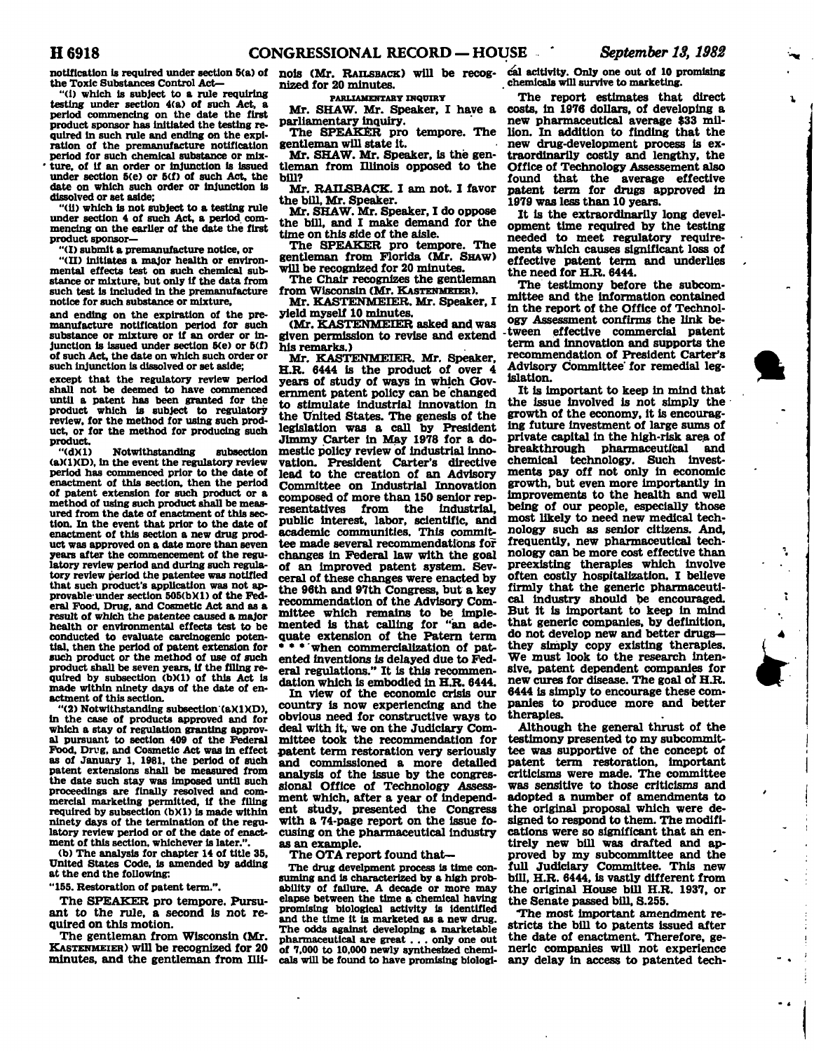notification is required under section 5(a) of the Toxic Substances Control Act—

"(i) which is subject to a rule requiring testing under section 4(a) of such Act, a period commencing on the date the first product sponsor has initiated the testing required in such rule and ending on the expiration of the premanufacture notification period for such chemical substance or mixture, of if an order or injunction is issued under section 5(e) or 5(f) of such Act, the date on which such order or injunction is dissolved or set aside;

"(ii) which is not subject to a testing rule under section 4 of such Act, a period commencing on the earlier of the date the first product sponsor—

"(I) submit a premanufacture notice, or

"(II) initiates a major health or environmental effects test on such chemical substance or mixture, but only if the data from such test is included in the premanufacture notice for such substance or mixture,

and ending on the expiration of the premanufacture notification period for such substance or mixture or if an order or injunction is issued under section 5(e) or 5(f) of such Act, the date on which such order or such injunction is dissolved or set aside;

except that the regulatory review period shall not be deemed to have commenced until a patent has been granted for the product which is subject to regulatory review, for the method for using such product, or for the method for producing such product.

"(d)(1) Notwithstanding subsection (a)(1)(D), in the event the regulatory review period has commenced prior to the date of enactment of this section, then the period of patent extension for such product or a method of using such product shall be measured from the date of enactment of this section. In the event that prior to the date of enactment of this section a new drug product was approved on a date more than seven years after the commencement of the regulatory review period and during such regulatory review period the patentee was notified that such product's application was not approvable under section 505(b)(1) of the Federal Food, Drug, and Cosmetic Act and as a result of which the patentee caused a major health or environmental effects test to be conducted to evaluate carcinogenic potential, then the period of patent extension for such product or the method of use of such product shall be seven years, if the filing required by subsection (b)(1) of this Act is made within ninety days of the date of enactment of this section.

"(2) Notwithstanding subsection (a)(1)(D), in the case of products approved and for which a stay of regulation granting approval pursuant to section 409 of the Federal Food, Drug, and Cosmetic Act was in effect as of January 1, 1981, the period of such patent extensions shall be measured from the date such stay was imposed until such proceedings are finally resolved and commercial marketing permitted, if the filing required by subsection (b)(1) is made within ninety days of the termination of the regulatory review period or of the date of enactment of this section, whichever is later.".

(b) The analysis for chapter 14 of title 35, United States Code, is amended by adding at the end the following:

"155. Restoration of patent term.".

The SPEAKER pro tempore. Pursuant to the rule, a second is not required on this motion.

The gentleman from Wisconsin (Mr. KASTENMEIER) will be recognized for 20 minutes, and the gentleman from Illinois (Mr. RAILSBACK) will be recognized for 20 minutes.

PARLIAMENTARY INQUIRY

Mr. SHAW. Mr. Speaker, I have a parliamentary inquiry.

The SPEAKER pro tempore. The gentleman will state it.

Mr. SHAW. Mr. Speaker, is the gentleman from Illinois opposed to the bill?

Mr. RAILSBACK. I am not. I favor the bill, Mr. Speaker.

Mr. SHAW. Mr. Speaker, I do oppose the bill, and I make demand for the time on this side of the aisle.

The SPEAKER pro tempore. The gentleman from Florida (Mr. SHAW) will be recognized for 20 minutes.

The Chair recognizes the gentleman from Wisconsin (Mr. KASTENMEIER).

Mr. KASTENMEIER. Mr. Speaker, I yield myself 10 minutes.

(Mr. KASTENMEIER asked and was given permission to revise and extend his remarks.)

Mr. KASTENMEIER. Mr. Speaker, H.R. 6444 is the product of over 4 years of study of ways in which Government patent policy can be changed to stimulate industrial innovation in the United States. The genesis of the legislation was a call by President Jimmy Carter in May 1978 for a domestic policy review of industrial innovation. President Carter's directive lead to the creation of an Advisory Committee on Industrial Innovation composed of more than 150 senior representatives from the industrial, public interest, labor, scientific, and academic communities. This committee made several recommendations for changes in Federal law with the goal of an improved patent system. Several of these changes were enacted by the 96th and 97th Congress, but a key recommendation of the Advisory Committee which remains to be implemented is that calling for "an adequate extension of the Patern term * * * when commercialization of patented inventions is delayed due to Federal regulations." It is this recommendation which is embodied in H.R. 6444.

In view of the economic crisis our country is now experiencing and the obvious need for constructive ways to deal with it, we on the Judiciary Committee took the recommendation for patent term restoration very seriously and commissioned a more detailed analysis of the issue by the congressional Office of Technology Assessment which, after a year of independent study, presented the Congress with a 74-page report on the issue focusing on the pharmaceutical industry as an example.

The OTA report found that—

> The drug development process is time consuming and is characterized by a high probability of failure. A decade or more may elapse between the time a chemical having promising biological activity is identified and the time it is marketed as a new drug. The odds against developing a marketable pharmaceutical are great . . . only one out of 7,000 to 10,000 newly synthesized chemicals will be found to have promising biological acitivity. Only one out of 10 promising chemicals will survive to marketing.

The report estimates that direct costs, in 1976 dollars, of developing a new pharmaceutical average $33 million. In addition to finding that the new drug-development process is extraordinarily costly and lengthy, the Office of Technology Assessement also found that the average effective patent term for drugs approved in 1979 was less than 10 years.

It is the extraordinarily long development time required by the testing needed to meet regulatory requirements which causes significant loss of effective patent term and underlies the need for H.R. 6444.

The testimony before the subcommittee and the information contained in the report of the Office of Technology Assessment confirms the link between effective commercial patent term and innovation and supports the recommendation of President Carter's Advisory Committee for remedial legislation.

It is important to keep in mind that the issue involved is not simply the growth of the economy, it is encouraging future investment of large sums of private capital in the high-risk area of breakthrough pharmaceutical and chemical technology. Such investments pay off not only in economic growth, but even more importantly in improvements to the health and well being of our people, especially those most likely to need new medical technology such as senior citizens. And, frequently, new pharmaceutical technology can be more cost effective than preexisting therapies which involve often costly hospitalization. I believe firmly that the generic pharmaceutical industry should be encouraged. But it is important to keep in mind that generic companies, by definition, do not develop new and better drugs—they simply copy existing therapies. We must look to the research intensive, patent dependent companies for new cures for disease. The goal of H.R. 6444 is simply to encourage these companies to produce more and better therapies.

Although the general thrust of the testimony presented to my subcommittee was supportive of the concept of patent term restoration, important criticisms were made. The committee was sensitive to those criticisms and adopted a number of amendments to the original proposal which were designed to respond to them. The modifications were so significant that an entirely new bill was drafted and approved by my subcommittee and the full Judiciary Committee. This new bill, H.R. 6444, is vastly different from the original House bill H.R. 1937, or the Senate passed bill, S.255.

The most important amendment restricts the bill to patents issued after the date of enactment. Therefore, generic companies will not experience any delay in access to patented tech-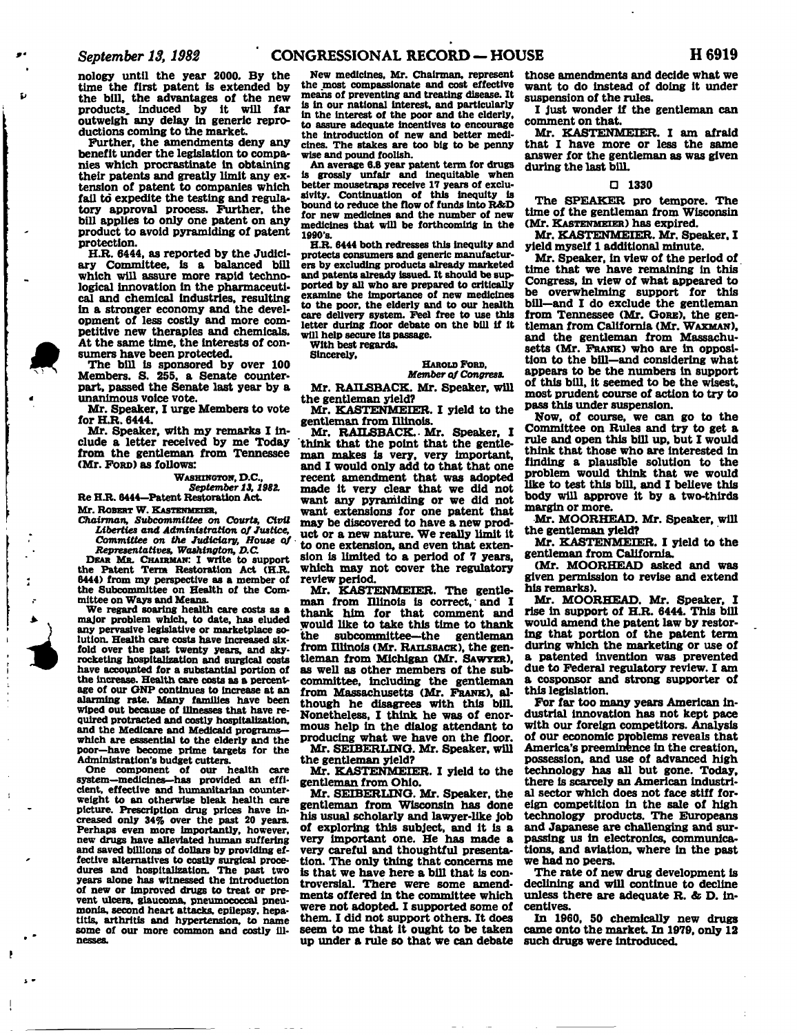nology until the year 2000. By the time the first patent is extended by the bill, the advantages of the new products induced by it will far outweigh any delay in generic reproductions coming to the market.

Further, the amendments deny any benefit under the legislation to companies which procrastinate in obtaining their patents and greatly limit any extension of patent to companies which fail to expedite the testing and regulatory approval process. Further, the bill applies to only one patent on any product to avoid pyramiding of patent protection.

H.R. 6444, as reported by the Judiciary Committee, is a balanced bill which will assure more rapid technological innovation in the pharmaceutical and chemical industries, resulting in a stronger economy and the development of less costly and more competitive new therapies and chemicals. At the same time, the interests of consumers have been protected.

The bill is sponsored by over 100 Members. S. 255, a Senate counterpart, passed the Senate last year by a unanimous voice vote.

Mr. Speaker, I urge Members to vote for H.R. 6444.

Mr. Speaker, with my remarks I include a letter received by me Today from the gentleman from Tennessee (Mr. FORD) as follows:

WASHINGTON, D.C.,
*September 13, 1982.*

Re H.R. 6444—Patent Restoration Act.

Mr. ROBERT W. KASTENMEIER,
*Chairman, Subcommittee on Courts, Civil Liberties and Administration of Justice, Committee on the Judiciary, House of Representatives, Washington, D.C.*

DEAR MR. CHAIRMAN: I write to support the Patent Term Restoration Act (H.R. 6444) from my perspective as a member of the Subcommittee on Health of the Committee on Ways and Means.

We regard soaring health care costs as a major problem which, to date, has eluded any pervasive legislative or marketplace solution. Health care costs have increased sixfold over the past twenty years, and skyrocketing hospitalization and surgical costs have accounted for a substantial portion of the increase. Health care costs as a percentage of our GNP continues to increase at an alarming rate. Many families have been wiped out because of illnesses that have required protracted and costly hospitalization, and the Medicare and Medicaid programs—which are esssential to the elderly and the poor—have become prime targets for the Administration's budget cutters.

One component of our health care system—medicines—has provided an efficient, effective and humanitarian counterweight to an otherwise bleak health care picture. Prescription drug prices have increased only 34% over the past 20 years. Perhaps even more importantly, however, new drugs have alleviated human suffering and saved billions of dollars by providing effective alternatives to costly surgical procedures and hospitalization. The past two years alone has witnessed the introduction of new or improved drugs to treat or prevent ulcers, glaucoma, pneumococcal pneumonia, second heart attacks, epilepsy, hepatitis, arthritis and hypertension, to name some of our more common and costly illnesses.

New medicines, Mr. Chairman, represent the most compassionate and cost effective means of preventing and treating disease. It is in our national interest, and particularly in the interest of the poor and the elderly, to assure adequate incentives to encourage the introduction of new and better medicines. The stakes are too big to be penny wise and pound foolish.

An average 6.8 year patent term for drugs is grossly unfair and inequitable when better mousetraps receive 17 years of exclusivity. Continuation of this inequity is bound to reduce the flow of funds into R&D for new medicines and the number of new medicines that will be forthcoming in the 1990's.

H.R. 6444 both redresses this inequity and protects consumers and generic manufacturers by excluding products already marketed and patents already issued. It should be supported by all who are prepared to critically examine the importance of new medicines to the poor, the elderly and to our health care delivery system. Feel free to use this letter during floor debate on the bill if it will help secure its passage.

With best regards.

Sincerely,

HAROLD FORD,
*Member of Congress.*

Mr. RAILSBACK. Mr. Speaker, will the gentleman yield?

Mr. KASTENMEIER. I yield to the gentleman from Illinois.

Mr. RAILSBACK. Mr. Speaker, I think that the point that the gentleman makes is very, very important, and I would only add to that that one recent amendment that was adopted made it very clear that we did not want any pyramiding or we did not want extensions for one patent that may be discovered to have a new product or a new nature. We really limit it to one extension, and even that extension is limited to a period of 7 years, which may not cover the regulatory review period.

Mr. KASTENMEIER. The gentleman from Illinois is correct, and I thank him for that comment and would like to take this time to thank the subcommittee—the gentleman from Illinois (Mr. RAILSBACK), the gentleman from Michigan (Mr. SAWYER), as well as other members of the subcommittee, including the gentleman from Massachusetts (Mr. FRANK), although he disagrees with this bill. Nonetheless, I think he was of enormous help in the dialog attendant to producing what we have on the floor.

Mr. SEIBERLING. Mr. Speaker, will the gentleman yield?

Mr. KASTENMEIER. I yield to the gentleman from Ohio.

Mr. SEIBERLING. Mr. Speaker, the gentleman from Wisconsin has done his usual scholarly and lawyer-like job of exploring this subject, and it is a very important one. He has made a very careful and thoughtful presentation. The only thing that concerns me is that we have here a bill that is controversial. There were some amendments offered in the committee which were not adopted. I supported some of them. I did not support others. It does seem to me that it ought to be taken up under a rule so that we can debate those amendments and decide what we want to do instead of doing it under suspension of the rules.

I just wonder if the gentleman can comment on that.

Mr. KASTENMEIER. I am afraid that I have more or less the same answer for the gentleman as was given during the last bill.

□ 1330

The SPEAKER pro tempore. The time of the gentleman from Wisconsin (Mr. KASTENMEIER) has expired.

Mr. KASTENMEIER. Mr. Speaker, I yield myself 1 additional minute.

Mr. Speaker, in view of the period of time that we have remaining in this Congress, in view of what appeared to be overwhelming support for this bill—and I do exclude the gentleman from Tennessee (Mr. GORE), the gentleman from California (Mr. WAXMAN), and the gentleman from Massachusetts (Mr. FRANK) who are in opposition to the bill—and considering what appears to be the numbers in support of this bill, it seemed to be the wisest, most prudent course of action to try to pass this under suspension.

Now, of course, we can go to the Committee on Rules and try to get a rule and open this bill up, but I would think that those who are interested in finding a plausible solution to the problem would think that we would like to test this bill, and I believe this body will approve it by a two-thirds margin or more.

Mr. MOORHEAD. Mr. Speaker, will the gentleman yield?

Mr. KASTENMEIER. I yield to the gentleman from California.

(Mr. MOORHEAD asked and was given permission to revise and extend his remarks).

Mr. MOORHEAD. Mr. Speaker, I rise in support of H.R. 6444. This bill would amend the patent law by restoring that portion of the patent term during which the marketing or use of a patented invention was prevented due to Federal regulatory review. I am a cosponsor and strong supporter of this legislation.

For far too many years American industrial innovation has not kept pace with our foreign competitors. Analysis of our economic problems reveals that America's preeminence in the creation, possession, and use of advanced high technology has all but gone. Today, there is scarcely an American industrial sector which does not face stiff foreign competition in the sale of high technology products. The Europeans and Japanese are challenging and surpassing us in electronics, communications, and aviation, where in the past we had no peers.

The rate of new drug development is declining and will continue to decline unless there are adequate R. & D. incentives.

In 1960, 50 chemically new drugs came onto the market. In 1979, only 12 such drugs were introduced.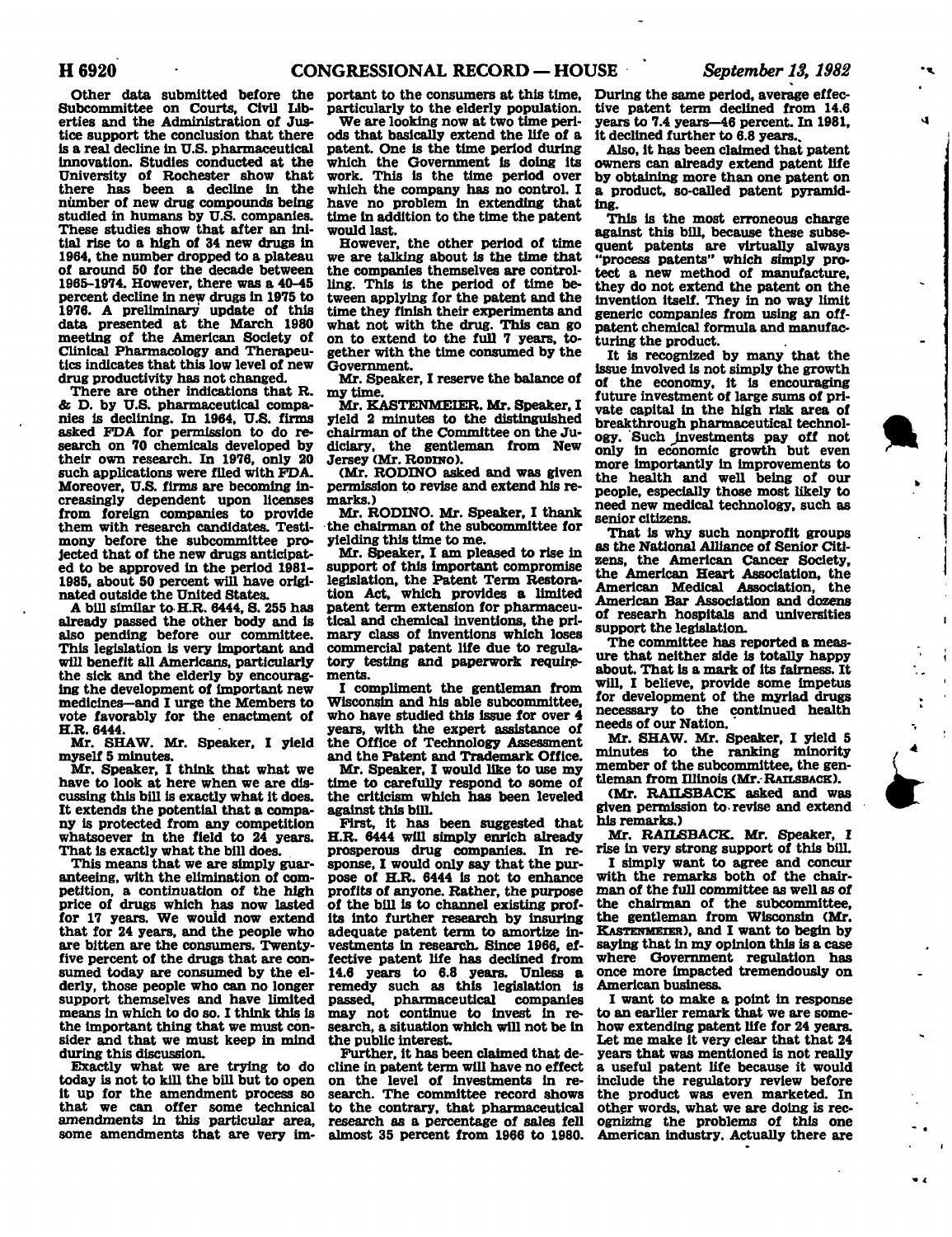Other data submitted before the Subcommittee on Courts, Civil Liberties and the Administration of Justice support the conclusion that there is a real decline in U.S. pharmaceutical innovation. Studies conducted at the University of Rochester show that there has been a decline in the number of new drug compounds being studied in humans by U.S. companies. These studies show that after an initial rise to a high of 34 new drugs in 1964, the number dropped to a plateau of around 50 for the decade between 1965-1974. However, there was a 40-45 percent decline in new drugs in 1975 to 1976. A preliminary update of this data presented at the March 1980 meeting of the American Society of Clinical Pharmacology and Therapeutics indicates that this low level of new drug productivity has not changed.

There are other indications that R. & D. by U.S. pharmaceutical companies is declining. In 1964, U.S. firms asked FDA for permission to do research on 70 chemicals developed by their own research. In 1976, only 20 such applications were filed with FDA. Moreover, U.S. firms are becoming increasingly dependent upon licenses from foreign companies to provide them with research candidates. Testimony before the subcommittee projected that of the new drugs anticipated to be approved in the period 1981-1985, about 50 percent will have originated outside the United States.

A bill similar to H.R. 6444, S. 255 has already passed the other body and is also pending before our committee. This legislation is very important and will benefit all Americans, particularly the sick and the elderly by encouraging the development of important new medicines—and I urge the Members to vote favorably for the enactment of H.R. 6444.

Mr. SHAW. Mr. Speaker, I yield myself 5 minutes.

Mr. Speaker, I think that what we have to look at here when we are discussing this bill is exactly what it does. It extends the potential that a company is protected from any competition whatsoever in the field to 24 years. That is exactly what the bill does.

This means that we are simply guaranteeing, with the elimination of competition, a continuation of the high price of drugs which has now lasted for 17 years. We would now extend that for 24 years, and the people who are bitten are the consumers. Twenty-five percent of the drugs that are consumed today are consumed by the elderly, those people who can no longer support themselves and have limited means in which to do so. I think this is the important thing that we must consider and that we must keep in mind during this discussion.

Exactly what we are trying to do today is not to kill the bill but to open it up for the amendment process so that we can offer some technical amendments in this particular area, some amendments that are very important to the consumers at this time, particularly to the elderly population.

We are looking now at two time periods that basically extend the life of a patent. One is the time period during which the Government is doing its work. This is the time period over which the company has no control. I have no problem in extending that time in addition to the time the patent would last.

However, the other period of time we are talking about is the time that the companies themselves are controlling. This is the period of time between applying for the patent and the time they finish their experiments and what not with the drug. This can go on to extend to the full 7 years, together with the time consumed by the Government.

Mr. Speaker, I reserve the balance of my time.

Mr. KASTENMEIER. Mr. Speaker, I yield 2 minutes to the distinguished chairman of the Committee on the Judiciary, the gentleman from New Jersey (Mr. RODINO).

(Mr. RODINO asked and was given permission to revise and extend his remarks.)

Mr. RODINO. Mr. Speaker, I thank the chairman of the subcommittee for yielding this time to me.

Mr. Speaker, I am pleased to rise in support of this important compromise legislation, the Patent Term Restoration Act, which provides a limited patent term extension for pharmaceutical and chemical inventions, the primary class of inventions which loses commercial patent life due to regulatory testing and paperwork requirements.

I compliment the gentleman from Wisconsin and his able subcommittee, who have studied this issue for over 4 years, with the expert assistance of the Office of Technology Assessment and the Patent and Trademark Office.

Mr. Speaker, I would like to use my time to carefully respond to some of the criticism which has been leveled against this bill.

First, it has been suggested that H.R. 6444 will simply enrich already prosperous drug companies. In response, I would only say that the purpose of H.R. 6444 is not to enhance profits of anyone. Rather, the purpose of the bill is to channel existing profits into further research by insuring adequate patent term to amortize investments in research. Since 1966, effective patent life has declined from 14.6 years to 6.8 years. Unless a remedy such as this legislation is passed, pharmaceutical companies may not continue to invest in research, a situation which will not be in the public interest.

Further, it has been claimed that decline in patent term will have no effect on the level of investments in research. The committee record shows to the contrary, that pharmaceutical research as a percentage of sales fell almost 35 percent from 1966 to 1980. During the same period, average effective patent term declined from 14.6 years to 7.4 years—46 percent. In 1981, it declined further to 6.8 years.

Also, it has been claimed that patent owners can already extend patent life by obtaining more than one patent on a product, so-called patent pyramiding.

This is the most erroneous charge against this bill, because these subsequent patents are virtually always "process patents" which simply protect a new method of manufacture, they do not extend the patent on the invention itself. They in no way limit generic companies from using an off-patent chemical formula and manufacturing the product.

It is recognized by many that the issue involved is not simply the growth of the economy, it is encouraging future investment of large sums of private capital in the high risk area of breakthrough pharmaceutical technology. Such investments pay off not only in economic growth but even more importantly in improvements to the health and well being of our people, especially those most likely to need new medical technology, such as senior citizens.

That is why such nonprofit groups as the National Alliance of Senior Citizens, the American Cancer Society, the American Heart Association, the American Medical Association, the American Bar Association and dozens of researh hospitals and universities support the legislation.

The committee has reported a measure that neither side is totally happy about. That is a mark of its fairness. It will, I believe, provide some impetus for development of the myriad drugs necessary to the continued health needs of our Nation.

Mr. SHAW. Mr. Speaker, I yield 5 minutes to the ranking minority member of the subcommittee, the gentleman from Illinois (Mr. RAILSBACK).

(Mr. RAILSBACK asked and was given permission to revise and extend his remarks.)

Mr. RAILSBACK. Mr. Speaker, I rise in very strong support of this bill.

I simply want to agree and concur with the remarks both of the chairman of the full committee as well as of the chairman of the subcommittee, the gentleman from Wisconsin (Mr. KASTENMEIER), and I want to begin by saying that in my opinion this is a case where Government regulation has once more impacted tremendously on American business.

I want to make a point in response to an earlier remark that we are somehow extending patent life for 24 years. Let me make it very clear that that 24 years that was mentioned is not really a useful patent life because it would include the regulatory review before the product was even marketed. In other words, what we are doing is recognizing the problems of this one American industry. Actually there are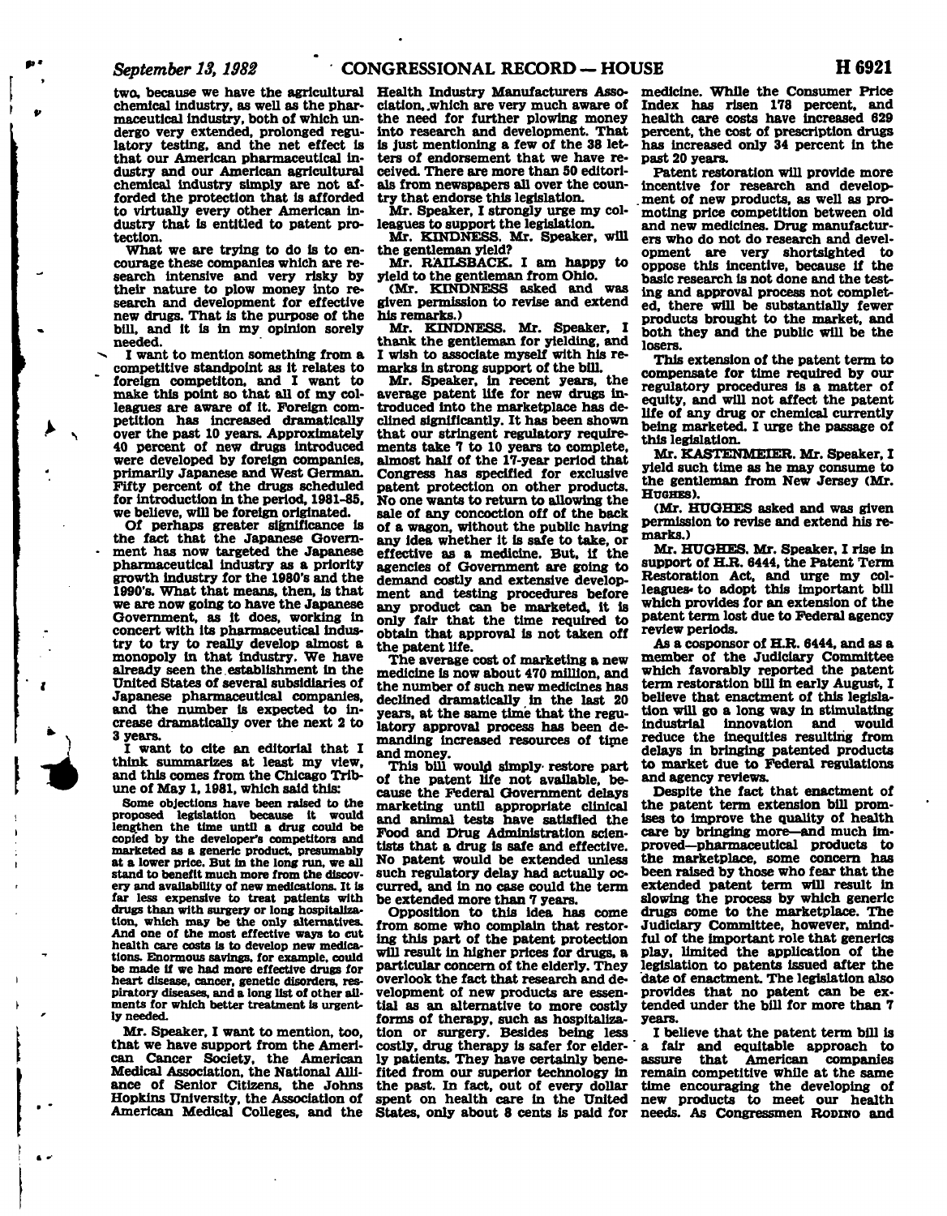two, because we have the agricultural chemical industry, as well as the pharmaceutical industry, both of which undergo very extended, prolonged regulatory testing, and the net effect is that our American pharmaceutical industry and our American agricultural chemical industry simply are not afforded the protection that is afforded to virtually every other American industry that is entitled to patent protection.

What we are trying to do is to encourage these companies which are research intensive and very risky by their nature to plow money into research and development for effective new drugs. That is the purpose of the bill, and it is in my opinion sorely needed.

I want to mention something from a competitive standpoint as it relates to foreign competiton, and I want to make this point so that all of my colleagues are aware of it. Foreign competition has increased dramatically over the past 10 years. Approximately 40 percent of new drugs introduced were developed by foreign companies, primarily Japanese and West German. Fifty percent of the drugs scheduled for introduction in the period, 1981-85, we believe, will be foreign originated.

Of perhaps greater significance is the fact that the Japanese Government has now targeted the Japanese pharmaceutical industry as a priority growth industry for the 1980's and the 1990's. What that means, then, is that we are now going to have the Japanese Government, as it does, working in concert with its pharmaceutical industry to try to really develop almost a monopoly in that industry. We have already seen the establishment in the United States of several subsidiaries of Japanese pharmaceutical companies, and the number is expected to increase dramatically over the next 2 to 3 years.

I want to cite an editorial that I think summarizes at least my view, and this comes from the Chicago Tribune of May 1, 1981, which said this:

> Some objections have been raised to the proposed legislation because it would lengthen the time until a drug could be copied by the developer's competitors and marketed as a generic product, presumably at a lower price. But in the long run, we all stand to benefit much more from the discovery and availability of new medications. It is far less expensive to treat patients with drugs than with surgery or long hospitalization, which may be the only alternatives. And one of the most effective ways to cut health care costs is to develop new medications. Enormous savings, for example, could be made if we had more effective drugs for heart disease, cancer, genetic disorders, respiratory diseases, and a long list of other ailments for which better treatment is urgently needed.

Mr. Speaker, I want to mention, too, that we have support from the American Cancer Society, the American Medical Association, the National Alliance of Senior Citizens, the Johns Hopkins University, the Association of American Medical Colleges, and the Health Industry Manufacturers Association, which are very much aware of the need for further plowing money into research and development. That is just mentioning a few of the 38 letters of endorsement that we have received. There are more than 50 editorials from newspapers all over the country that endorse this legislation.

Mr. Speaker, I strongly urge my colleagues to support the legislation.

Mr. KINDNESS. Mr. Speaker, will the gentleman yield?

Mr. RAILSBACK. I am happy to yield to the gentleman from Ohio.

(Mr. KINDNESS asked and was given permission to revise and extend his remarks.)

Mr. KINDNESS. Mr. Speaker, I thank the gentleman for yielding, and I wish to associate myself with his remarks in strong support of the bill.

Mr. Speaker, in recent years, the average patent life for new drugs introduced into the marketplace has declined significantly. It has been shown that our stringent regulatory requirements take 7 to 10 years to complete, almost half of the 17-year period that Congress has specified for exclusive patent protection on other products. No one wants to return to allowing the sale of any concoction off of the back of a wagon, without the public having any idea whether it is safe to take, or effective as a medicine. But, if the agencies of Government are going to demand costly and extensive development and testing procedures before any product can be marketed, it is only fair that the time required to obtain that approval is not taken off the patent life.

The average cost of marketing a new medicine is now about 470 million, and the number of such new medicines has declined dramatically in the last 20 years, at the same time that the regulatory approval process has been demanding increased resources of time and money.

This bill would simply restore part of the patent life not available, because the Federal Government delays marketing until appropriate clinical and animal tests have satisfied the Food and Drug Administration scientists that a drug is safe and effective. No patent would be extended unless such regulatory delay had actually occurred, and in no case could the term be extended more than 7 years.

Opposition to this idea has come from some who complain that restoring this part of the patent protection will result in higher prices for drugs, a particular concern of the elderly. They overlook the fact that research and development of new products are essential as an alternative to more costly forms of therapy, such as hospitalization or surgery. Besides being less costly, drug therapy is safer for elderly patients. They have certainly benefited from our superior technology in the past. In fact, out of every dollar spent on health care in the United States, only about 8 cents is paid for medicine. While the Consumer Price Index has risen 178 percent, and health care costs have increased 629 percent, the cost of prescription drugs has increased only 34 percent in the past 20 years.

Patent restoration will provide more incentive for research and development of new products, as well as promoting price competition between old and new medicines. Drug manufacturers who do not do research and development are very shortsighted to oppose this incentive, because if the basic research is not done and the testing and approval process not completed, there will be substantially fewer products brought to the market, and both they and the public will be the losers.

This extension of the patent term to compensate for time required by our regulatory procedures is a matter of equity, and will not affect the patent life of any drug or chemical currently being marketed. I urge the passage of this legislation.

Mr. KASTENMEIER. Mr. Speaker, I yield such time as he may consume to the gentleman from New Jersey (Mr. HUGHES).

(Mr. HUGHES asked and was given permission to revise and extend his remarks.)

Mr. HUGHES. Mr. Speaker, I rise in support of H.R. 6444, the Patent Term Restoration Act, and urge my colleagues to adopt this important bill which provides for an extension of the patent term lost due to Federal agency review periods.

As a cosponsor of H.R. 6444, and as a member of the Judiciary Committee which favorably reported the patent term restoration bill in early August, I believe that enactment of this legislation will go a long way in stimulating industrial innovation and would reduce the inequities resulting from delays in bringing patented products to market due to Federal regulations and agency reviews.

Despite the fact that enactment of the patent term extension bill promises to improve the quality of health care by bringing more—and much improved—pharmaceutical products to the marketplace, some concern has been raised by those who fear that the extended patent term will result in slowing the process by which generic drugs come to the marketplace. The Judiciary Committee, however, mindful of the important role that generics play, limited the application of the legislation to patents issued after the date of enactment. The legislation also provides that no patent can be extended under the bill for more than 7 years.

I believe that the patent term bill is a fair and equitable approach to assure that American companies remain competitive while at the same time encouraging the developing of new products to meet our health needs. As Congressmen RODINO and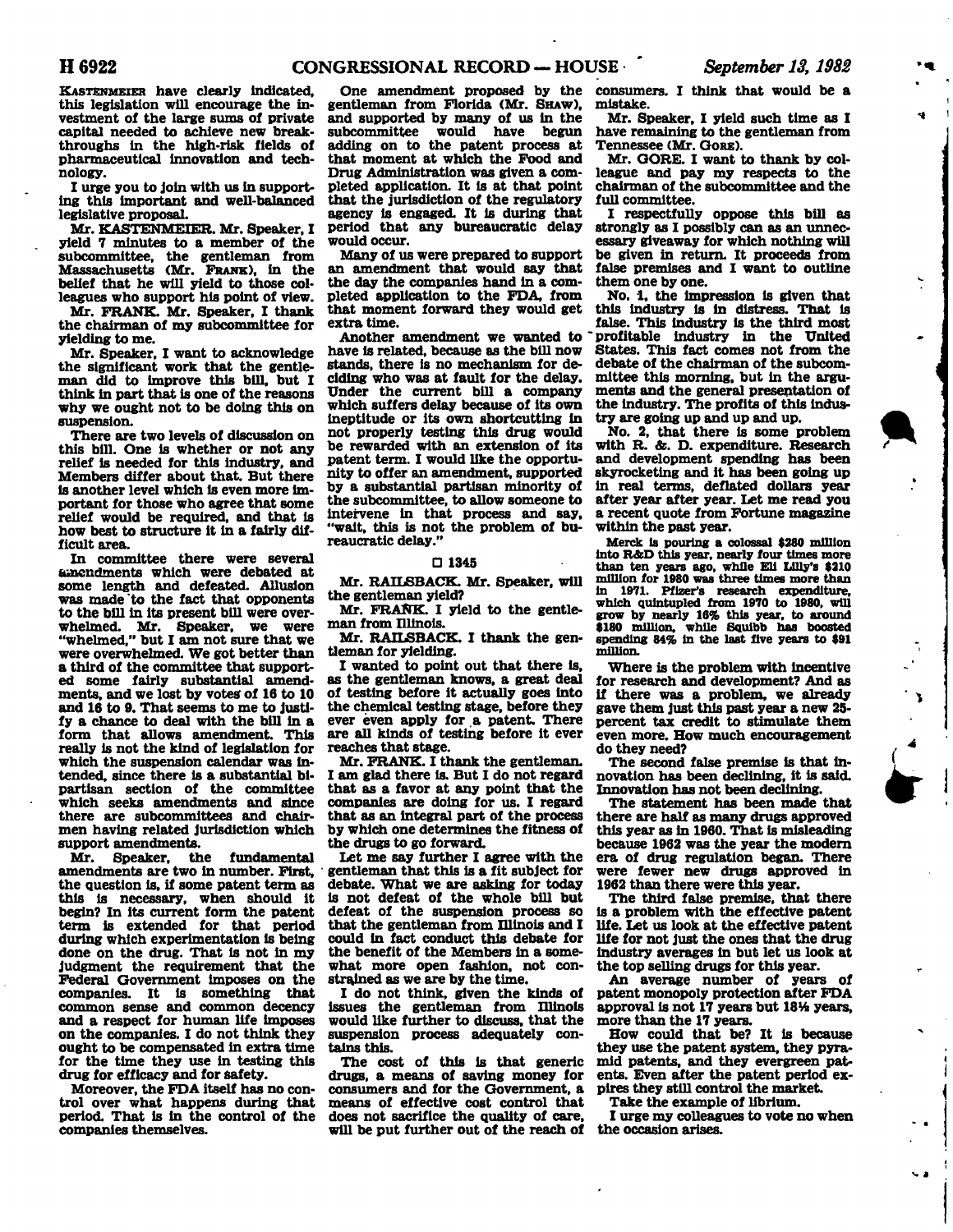KASTENMEIER have clearly indicated, this legislation will encourage the investment of the large sums of private capital needed to achieve new breakthroughs in the high-risk fields of pharmaceutical innovation and technology.

I urge you to join with us in supporting this important and well-balanced legislative proposal.

Mr. KASTENMEIER. Mr. Speaker, I yield 7 minutes to a member of the subcommittee, the gentleman from Massachusetts (Mr. FRANK), in the belief that he will yield to those colleagues who support his point of view.

Mr. FRANK. Mr. Speaker, I thank the chairman of my subcommittee for yielding to me.

Mr. Speaker, I want to acknowledge the significant work that the gentleman did to improve this bill, but I think in part that is one of the reasons why we ought not to be doing this on suspension.

There are two levels of discussion on this bill. One is whether or not any relief is needed for this industry, and Members differ about that. But there is another level which is even more important for those who agree that some relief would be required, and that is how best to structure it in a fairly difficult area.

In committee there were several amendments which were debated at some length and defeated. Allusion was made to the fact that opponents to the bill in its present bill were overwhelmed. Mr. Speaker, we were "whelmed," but I am not sure that we were overwhelmed. We got better than a third of the committee that supported some fairly substantial amendments, and we lost by votes of 16 to 10 and 16 to 9. That seems to me to justify a chance to deal with the bill in a form that allows amendment. This really is not the kind of legislation for which the suspension calendar was intended, since there is a substantial bipartisan section of the committee which seeks amendments and since there are subcommittees and chairmen having related jurisdiction which support amendments.

Mr. Speaker, the fundamental amendments are two in number. First, the question is, if some patent term as this is necessary, when should it begin? In its current form the patent term is extended for that period during which experimentation is being done on the drug. That is not in my judgment the requirement that the Federal Government imposes on the companies. It is something that common sense and common decency and a respect for human life imposes on the companies. I do not think they ought to be compensated in extra time for the time they use in testing this drug for efficacy and for safety.

Moreover, the FDA itself has no control over what happens during that period. That is in the control of the companies themselves.

One amendment proposed by the gentleman from Florida (Mr. SHAW), and supported by many of us in the subcommittee would have begun adding on to the patent process at that moment at which the Food and Drug Administration was given a completed application. It is at that point that the jurisdiction of the regulatory agency is engaged. It is during that period that any bureaucratic delay would occur.

Many of us were prepared to support an amendment that would say that the day the companies hand in a completed application to the FDA, from that moment forward they would get extra time.

Another amendment we wanted to have is related, because as the bill now stands, there is no mechanism for deciding who was at fault for the delay. Under the current bill a company which suffers delay because of its own ineptitude or its own shortcutting in not properly testing this drug would be rewarded with an extension of its patent term. I would like the opportunity to offer an amendment, supported by a substantial partisan minority of the subcommittee, to allow someone to intervene in that process and say, "wait, this is not the problem of bureaucratic delay."

☐ 1345

Mr. RAILSBACK. Mr. Speaker, will the gentleman yield?

Mr. FRANK. I yield to the gentleman from Illinois.

Mr. RAILSBACK. I thank the gentleman for yielding.

I wanted to point out that there is, as the gentleman knows, a great deal of testing before it actually goes into the chemical testing stage, before they ever even apply for a patent. There are all kinds of testing before it ever reaches that stage.

Mr. FRANK. I thank the gentleman. I am glad there is. But I do not regard that as a favor at any point that the companies are doing for us. I regard that as an integral part of the process by which one determines the fitness of the drugs to go forward.

Let me say further I agree with the gentleman that this is a fit subject for debate. What we are asking for today is not defeat of the whole bill but defeat of the suspension process so that the gentleman from Illinois and I could in fact conduct this debate for the benefit of the Members in a somewhat more open fashion, not constrained as we are by the time.

I do not think, given the kinds of issues the gentleman from Illinois would like further to discuss, that the suspension process adequately contains this.

The cost of this is that generic drugs, a means of saving money for consumers and for the Government, a means of effective cost control that does not sacrifice the quality of care, will be put further out of the reach of consumers. I think that would be a mistake.

Mr. Speaker, I yield such time as I have remaining to the gentleman from Tennessee (Mr. GORE).

Mr. GORE. I want to thank by colleague and pay my respects to the chairman of the subcommittee and the full committee.

I respectfully oppose this bill as strongly as I possibly can as an unnecessary giveaway for which nothing will be given in return. It proceeds from false premises and I want to outline them one by one.

No. 1, the impression is given that this industry is in distress. That is false. This industry is the third most profitable industry in the United States. This fact comes not from the debate of the chairman of the subcommittee this morning, but in the arguments and the general presentation of the industry. The profits of this industry are going up and up and up.

No. 2, that there is some problem with R. &. D. expenditure. Research and development spending has been skyrocketing and it has been going up in real terms, deflated dollars year after year after year. Let me read you a recent quote from Fortune magazine within the past year.

> Merck is pouring a colossal $280 million into R&D this year, nearly four times more than ten years ago, while Eli Lilly's $210 million for 1980 was three times more than in 1971. Pfizer's research expenditure, which quintupled from 1970 to 1980, will grow by nearly 16% this year, to around $180 million, while Squibb has boosted spending 84% in the last five years to $91 million.

Where is the problem with incentive for research and development? And as if there was a problem, we already gave them just this past year a new 25-percent tax credit to stimulate them even more. How much encouragement do they need?

The second false premise is that innovation has been declining, it is said. Innovation has not been declining.

The statement has been made that there are half as many drugs approved this year as in 1960. That is misleading because 1962 was the year the modern era of drug regulation began. There were fewer new drugs approved in 1962 than there were this year.

The third false premise, that there is a problem with the effective patent life. Let us look at the effective patent life for not just the ones that the drug industry averages in but let us look at the top selling drugs for this year.

An average number of years of patent monopoly protection after FDA approval is not 17 years but 18½ years, more than the 17 years.

How could that be? It is because they use the patent system, they pyramid patents, and they evergreen patents. Even after the patent period expires they still control the market.

Take the example of librium.

I urge my colleagues to vote no when the occasion arises.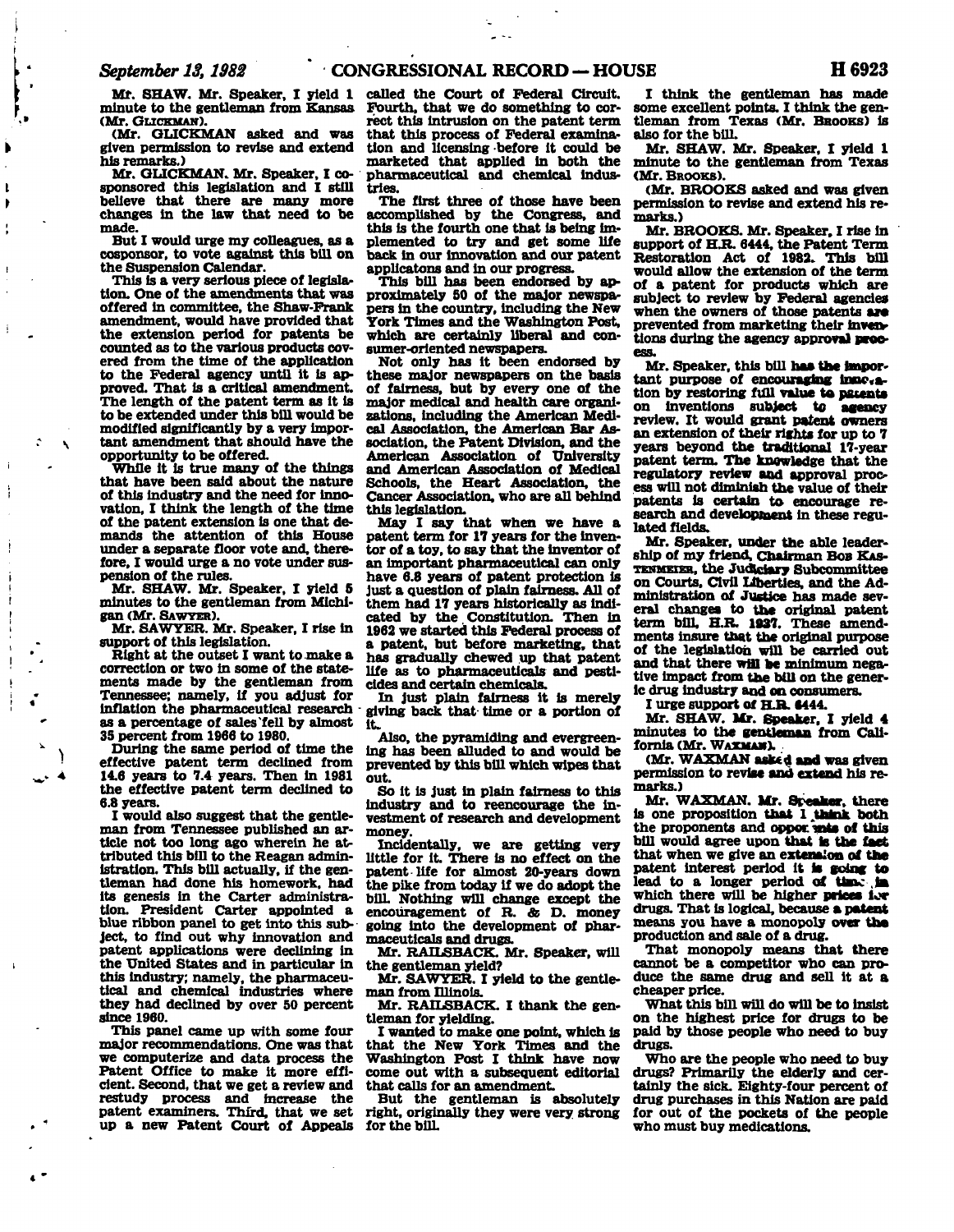Mr. SHAW. Mr. Speaker, I yield 1 minute to the gentleman from Kansas (Mr. GLICKMAN).

(Mr. GLICKMAN asked and was given permission to revise and extend his remarks.)

Mr. GLICKMAN. Mr. Speaker, I cosponsored this legislation and I still believe that there are many more changes in the law that need to be made.

But I would urge my colleagues, as a cosponsor, to vote against this bill on the Suspension Calendar.

This is a very serious piece of legislation. One of the amendments that was offered in committee, the Shaw-Frank amendment, would have provided that the extension period for patents be counted as to the various products covered from the time of the application to the Federal agency until it is approved. That is a critical amendment. The length of the patent term as it is to be extended under this bill would be modified significantly by a very important amendment that should have the opportunity to be offered.

While it is true many of the things that have been said about the nature of this industry and the need for innovation, I think the length of the time of the patent extension is one that demands the attention of this House under a separate floor vote and, therefore, I would urge a no vote under suspension of the rules.

Mr. SHAW. Mr. Speaker, I yield 5 minutes to the gentleman from Michigan (Mr. SAWYER).

Mr. SAWYER. Mr. Speaker, I rise in support of this legislation.

Right at the outset I want to make a correction or two in some of the statements made by the gentleman from Tennessee; namely, if you adjust for inflation the pharmaceutical research as a percentage of sales fell by almost 35 percent from 1966 to 1980.

During the same period of time the effective patent term declined from 14.6 years to 7.4 years. Then in 1981 the effective patent term declined to 6.8 years.

I would also suggest that the gentleman from Tennessee published an article not too long ago wherein he attributed this bill to the Reagan administration. This bill actually, if the gentleman had done his homework, had its genesis in the Carter administration. President Carter appointed a blue ribbon panel to get into this subject, to find out why innovation and patent applications were declining in the United States and in particular in this industry; namely, the pharmaceutical and chemical industries where they had declined by over 50 percent since 1960.

This panel came up with some four major recommendations. One was that we computerize and data process the Patent Office to make it more efficient. Second, that we get a review and restudy process and increase the patent examiners. Third, that we set up a new Patent Court of Appeals called the Court of Federal Circuit. Fourth, that we do something to correct this intrusion on the patent term that this process of Federal examination and licensing before it could be marketed that applied in both the pharmaceutical and chemical industries.

The first three of those have been accomplished by the Congress, and this is the fourth one that is being implemented to try and get some life back in our innovation and our patent applicatons and in our progress.

This bill has been endorsed by approximately 50 of the major newspapers in the country, including the New York Times and the Washington Post, which are certainly liberal and consumer-oriented newspapers.

Not only has it been endorsed by these major newspapers on the basis of fairness, but by every one of the major medical and health care organizations, including the American Medical Association, the American Bar Association, the Patent Division, and the American Association of University and American Association of Medical Schools, the Heart Association, the Cancer Association, who are all behind this legislation.

May I say that when we have a patent term for 17 years for the inventor of a toy, to say that the inventor of an important pharmaceutical can only have 6.8 years of patent protection is just a question of plain fairness. All of them had 17 years historically as indicated by the Constitution. Then in 1962 we started this Federal process of a patent, but before marketing, that has gradually chewed up that patent life as to pharmaceuticals and pesticides and certain chemicals.

In just plain fairness it is merely giving back that time or a portion of it.

Also, the pyramiding and evergreening has been alluded to and would be prevented by this bill which wipes that out.

So it is just in plain fairness to this industry and to reencourage the investment of research and development money.

Incidentally, we are getting very little for it. There is no effect on the patent life for almost 20-years down the pike from today if we do adopt the bill. Nothing will change except the encouragement of R. & D. money going into the development of pharmaceuticals and drugs.

Mr. RAILSBACK. Mr. Speaker, will the gentleman yield?

Mr. SAWYER. I yield to the gentleman from Illinois.

Mr. RAILSBACK. I thank the gentleman for yielding.

I wanted to make one point, which is that the New York Times and the Washington Post I think have now come out with a subsequent editorial that calls for an amendment.

But the gentleman is absolutely right, originally they were very strong for the bill.

I think the gentleman has made some excellent points. I think the gentleman from Texas (Mr. BROOKS) is also for the bill.

Mr. SHAW. Mr. Speaker, I yield 1 minute to the gentleman from Texas (Mr. BROOKS).

(Mr. BROOKS asked and was given permission to revise and extend his remarks.)

Mr. BROOKS. Mr. Speaker, I rise in support of H.R. 6444, the Patent Term Restoration Act of 1982. This bill would allow the extension of the term of a patent for products which are subject to review by Federal agencies when the owners of those patents are prevented from marketing their inventions during the agency approval process.

Mr. Speaker, this bill has the important purpose of encouraging innovation by restoring full value to patents on inventions subject to agency review. It would grant patent owners an extension of their rights for up to 7 years beyond the traditional 17-year patent term. The knowledge that the regulatory review and approval process will not diminish the value of their patents is certain to encourage research and development in these regulated fields.

Mr. Speaker, under the able leadership of my friend, Chairman BOB KASTENMEIER, the Judiciary Subcommittee on Courts, Civil Liberties, and the Administration of Justice has made several changes to the original patent term bill, H.R. 1937. These amendments insure that the original purpose of the legislation will be carried out and that there will be minimum negative impact from the bill on the generic drug industry and on consumers.

I urge support of H.R. 6444.

Mr. SHAW. Mr. Speaker, I yield 4 minutes to the gentleman from California (Mr. WAXMAN).

(Mr. WAXMAN asked and was given permission to revise and extend his remarks.)

Mr. WAXMAN. Mr. Speaker, there is one proposition that I think both the proponents and opponents of this bill would agree upon that is the fact that when we give an extension of the patent interest period it is going to lead to a longer period of time in which there will be higher prices for drugs. That is logical, because a patent means you have a monopoly over the production and sale of a drug.

That monopoly means that there cannot be a competitor who can produce the same drug and sell it at a cheaper price.

What this bill will do will be to insist on the highest price for drugs to be paid by those people who need to buy drugs.

Who are the people who need to buy drugs? Primarily the elderly and certainly the sick. Eighty-four percent of drug purchases in this Nation are paid for out of the pockets of the people who must buy medications.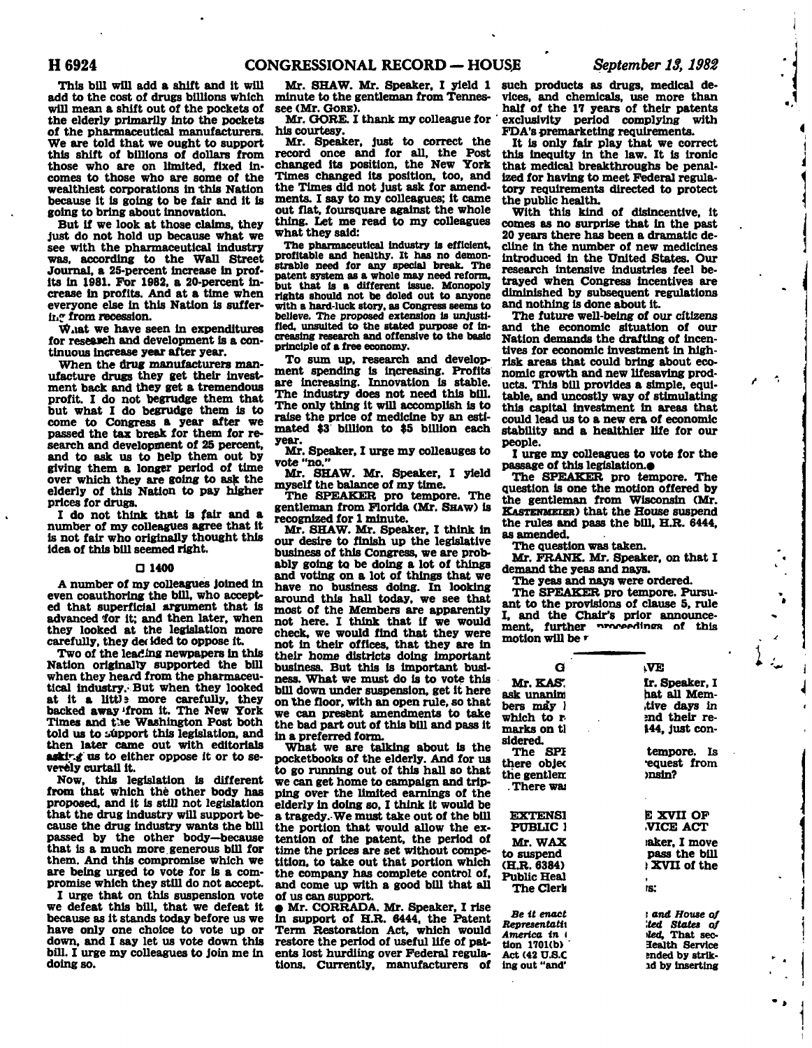This bill will add a shift and it will add to the cost of drugs billions which will mean a shift out of the pockets of the elderly primarily into the pockets of the pharmaceutical manufacturers. We are told that we ought to support this shift of billions of dollars from those who are on limited, fixed incomes to those who are some of the wealthiest corporations in this Nation because it is going to be fair and it is going to bring about innovation.

But if we look at those claims, they just do not hold up because what we see with the pharmaceutical industry was, according to the Wall Street Journal, a 25-percent increase in profits in 1981. For 1982, a 20-percent increase in profits. And at a time when everyone else in this Nation is suffering from recession.

What we have seen in expenditures for research and development is a continuous increase year after year.

When the drug manufacturers manufacture drugs they get their investment back and they get a tremendous profit. I do not begrudge them that but what I do begrudge them is to come to Congress a year after we passed the tax break for them for research and development of 25 percent, and to ask us to help them out by giving them a longer period of time over which they are going to ask the elderly of this Nation to pay higher prices for drugs.

I do not think that is fair and a number of my colleagues agree that it is not fair who originally thought this idea of this bill seemed right.

☐ 1400

A number of my colleagues joined in even coauthoring the bill, who accepted that superficial argument that is advanced for it; and then later, when they looked at the legislation more carefully, they decided to oppose it.

Two of the leading newspapers in this Nation originally supported the bill when they heard from the pharmaceutical industry. But when they looked at it a little more carefully, they backed away from it. The New York Times and the Washington Post both told us to support this legislation, and then later came out with editorials asking us to either oppose it or to severely curtail it.

Now, this legislation is different from that which the other body has proposed, and it is still not legislation that the drug industry will support because the drug industry wants the bill passed by the other body—because that is a much more generous bill for them. And this compromise which we are being urged to vote for is a compromise which they still do not accept.

I urge that on this suspension vote we defeat this bill, that we defeat it because as it stands today before us we have only one choice to vote up or down, and I say let us vote down this bill. I urge my colleagues to join me in doing so.

Mr. SHAW. Mr. Speaker, I yield 1 minute to the gentleman from Tennessee (Mr. GORE).

Mr. GORE. I thank my colleague for his courtesy.

Mr. Speaker, just to correct the record once and for all, the Post changed its position, the New York Times changed its position, too, and the Times did not just ask for amendments. I say to my colleagues; it came out flat, foursquare against the whole thing. Let me read to my colleagues what they said:

> The pharmaceutical industry is efficient, profitable and healthy. It has no demonstrable need for any special break. The patent system as a whole may need reform, but that is a different issue. Monopoly rights should not be doled out to anyone with a hard-luck story, as Congress seems to believe. The proposed extension is unjustified, unsuited to the stated purpose of increasing research and offensive to the basic principle of a free economy.

To sum up, research and development spending is increasing. Profits are increasing. Innovation is stable. The industry does not need this bill. The only thing it will accomplish is to raise the price of medicine by an estimated $3 billion to $5 billion each year.

Mr. Speaker, I urge my colleauges to vote "no."

Mr. SHAW. Mr. Speaker, I yield myself the balance of my time.

The SPEAKER pro tempore. The gentleman from Florida (Mr. SHAW) is recognized for 1 minute.

Mr. SHAW. Mr. Speaker, I think in our desire to finish up the legislative business of this Congress, we are probably going to be doing a lot of things and voting on a lot of things that we have no business doing. In looking around this hall today, we see that most of the Members are apparently not here. I think that if we would check, we would find that they were not in their offices, that they are in their home districts doing important business. But this is important business. What we must do is to vote this bill down under suspension, get it here on the floor, with an open rule, so that we can present amendments to take the bad part out of this bill and pass it in a preferred form.

What we are talking about is the pocketbooks of the elderly. And for us to go running out of this hall so that we can get home to campaign and tripping over the limited earnings of the elderly in doing so, I think it would be a tragedy. We must take out of the bill the portion that would allow the extention of the patent, the period of time the prices are set without competition, to take out that portion which the company has complete control of, and come up with a good bill that all of us can support.

● Mr. CORRADA. Mr. Speaker, I rise in support of H.R. 6444, the Patent Term Restoration Act, which would restore the period of useful life of patents lost hurdling over Federal regulations. Currently, manufacturers of such products as drugs, medical devices, and chemicals, use more than half of the 17 years of their patents exclusivity period complying with FDA's premarketing requirements.

It is only fair play that we correct this inequity in the law. It is ironic that medical breakthroughs be penalized for having to meet Federal regulatory requirements directed to protect the public health.

With this kind of disincentive, it comes as no surprise that in the past 20 years there has been a dramatic decline in the number of new medicines introduced in the United States. Our research intensive industries feel betrayed when Congress incentives are diminished by subsequent regulations and nothing is done about it.

The future well-being of our citizens and the economic situation of our Nation demands the drafting of incentives for economic investment in high-risk areas that could bring about economic growth and new lifesaving products. This bill provides a simple, equitable, and uncostly way of stimulating this capital investment in areas that could lead us to a new era of economic stability and a healthier life for our people.

I urge my colleagues to vote for the passage of this legislation.●

The SPEAKER pro tempore. The question is one the motion offered by the gentleman from Wisconsin (Mr. KASTENMEIER) that the House suspend the rules and pass the bill, H.R. 6444, as amended.

The question was taken.

Mr. FRANK. Mr. Speaker, on that I demand the yeas and nays.

The yeas and nays were ordered.

The SPEAKER pro tempore. Pursuant to the provisions of clause 5, rule I, and the Chair's prior announcement, further proceedings of this motion will be r

G ... VE

Mr. KAS ... Mr. Speaker, I ask unanim ... hat all Members may ... tive days in which to r ... end their remarks on t ... 444, just considered.

The SP ... tempore. Is there objec ... request from the gentlem ... nsin?

There wa

EXTENS ... E XVII OF PUBLIC ... VICE ACT

Mr. WAX ... eaker, I move to suspend ... pass the bill (H.R. 6384) ... XVII of the Public Heal

The Clerk ... s:

*Be it enact ... and House of Representati ... ted States of America in ... led, That section 1701(b) ... Health Service Act (42 U.S.C ... ended by striking out "and' ... d by inserting*